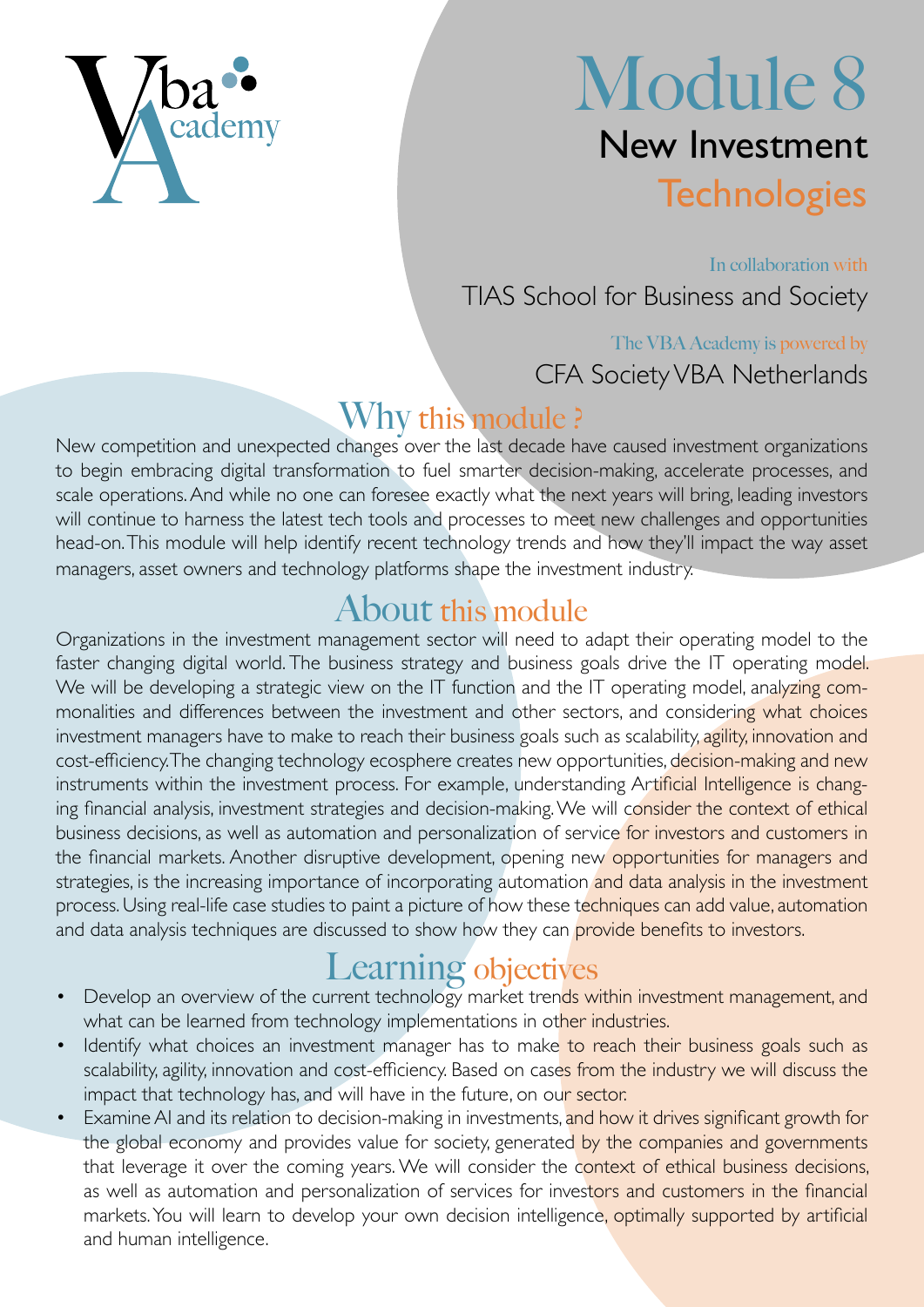Vba Academy

# Module 8

## New Investment Technologies

In collaboration with

TIAS School for Business and Society

The VBA Academy is powered by

CFA Society VBA Netherlands

## Why this module ?

New competition and unexpected changes over the last decade have caused investment organizations to begin embracing digital transformation to fuel smarter decision-making, accelerate processes, and scale operations. And while no one can foresee exactly what the next years will bring, leading investors will continue to harness the latest tech tools and processes to meet new challenges and opportunities head-on. This module will help identify recent technology trends and how they'll impact the way asset managers, asset owners and technology platforms shape the investment industry.

## About this module

Organizations in the investment management sector will need to adapt their operating model to the faster changing digital world. The business strategy and business goals drive the IT operating model. We will be developing a strategic view on the IT function and the IT operating model, analyzing commonalities and differences between the investment and other sectors, and considering what choices investment managers have to make to reach their business goals such as scalability, agility, innovation and cost-efficiency. The changing technology ecosphere creates new opportunities, decision-making and new instruments within the investment process. For example, understanding Artificial Intelligence is changing financial analysis, investment strategies and decision-making. We will consider the context of ethical business decisions, as well as automation and personalization of service for investors and customers in the financial markets. Another disruptive development, opening new opportunities for managers and strategies, is the increasing importance of incorporating automation and data analysis in the investment process. Using real-life case studies to paint a picture of how these techniques can add value, automation and data analysis techniques are discussed to show how they can provide benefits to investors.

## Learning objectives

- Develop an overview of the current technology market trends within investment management, and what can be learned from technology implementations in other industries.
- Identify what choices an investment manager has to make to reach their business goals such as scalability, agility, innovation and cost-efficiency. Based on cases from the industry we will discuss the impact that technology has, and will have in the future, on our sector.
- Examine AI and its relation to decision-making in investments, and how it drives significant growth for the global economy and provides value for society, generated by the companies and governments that leverage it over the coming years. We will consider the context of ethical business decisions, as well as automation and personalization of services for investors and customers in the financial markets. You will learn to develop your own decision intelligence, optimally supported by artificial and human intelligence.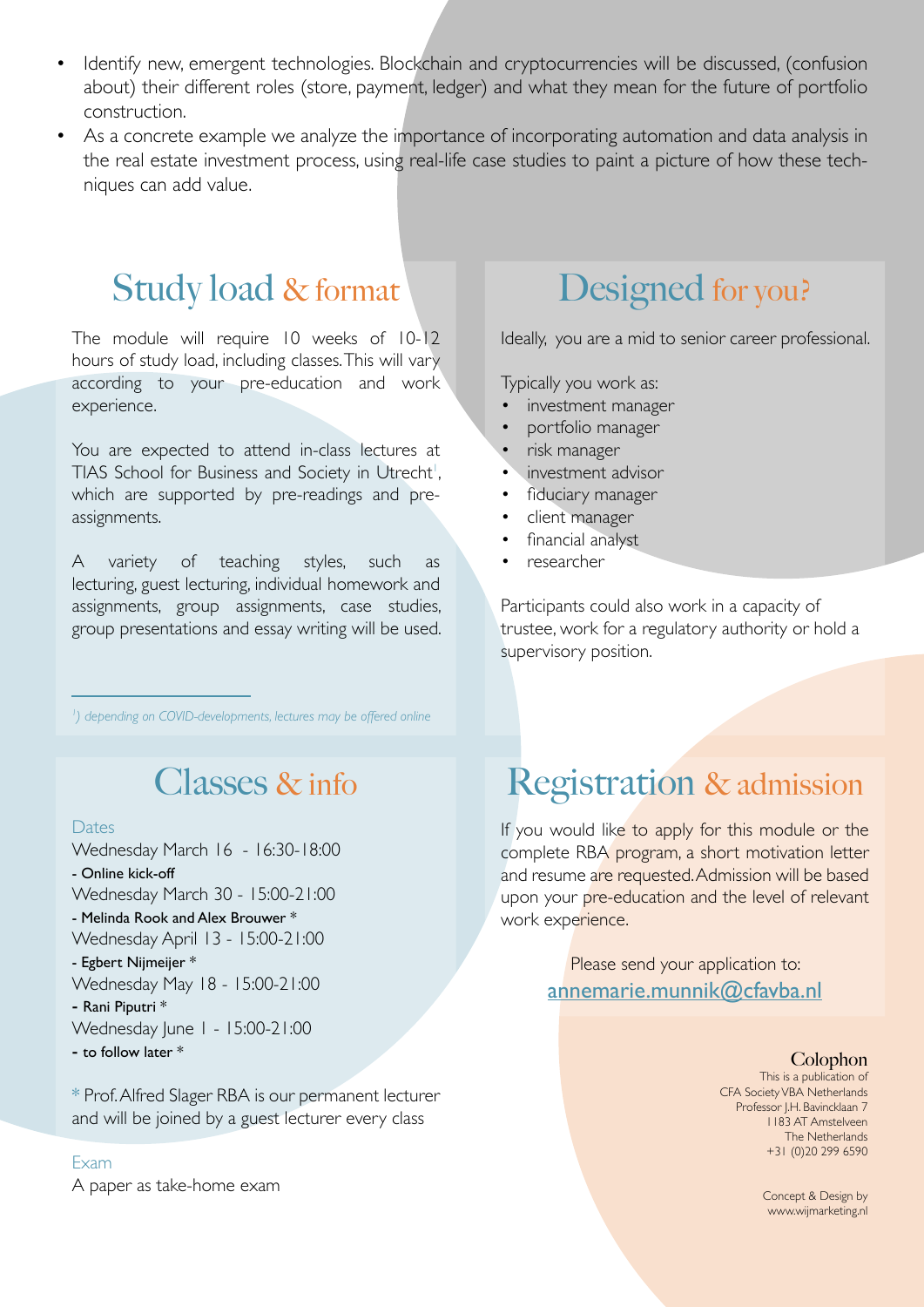- Identify new, emergent technologies. Blockchain and cryptocurrencies will be discussed, (confusion about) their different roles (store, payment, ledger) and what they mean for the future of portfolio construction.
- As a concrete example we analyze the importance of incorporating automation and data analysis in the real estate investment process, using real-life case studies to paint a picture of how these techniques can add value.

## Study load & format

The module will require 10 weeks of 10-12 hours of study load, including classes. This will vary according to your pre-education and work experience.

You are expected to attend in-class lectures at TIAS School for Business and Society in Utrecht[1], which are supported by pre-readings and pre-assignments.

A variety of teaching styles, such as lecturing, guest lecturing, individual homework and assignments, group assignments, case studies, group presentations and essay writing will be used.

*[1]) depending on COVID-developments, lectures may be offered online*

## Designed for you?

Ideally, you are a mid to senior career professional.

Typically you work as:

- investment manager
- portfolio manager
- risk manager
- investment advisor
- fiduciary manager
- client manager
- financial analyst
- researcher

Participants could also work in a capacity of trustee, work for a regulatory authority or hold a supervisory position.

## Classes & info

**Dates**

Wednesday March 16 - 16:30-18:00
- Online kick-off

Wednesday March 30 - 15:00-21:00
- Melinda Rook and Alex Brouwer *

Wednesday April 13 - 15:00-21:00
- Egbert Nijmeijer *

Wednesday May 18 - 15:00-21:00
- Rani Piputri *

Wednesday June 1 - 15:00-21:00
- to follow later *

* Prof. Alfred Slager RBA is our permanent lecturer and will be joined by a guest lecturer every class

**Exam**

A paper as take-home exam

## Registration & admission

If you would like to apply for this module or the complete RBA program, a short motivation letter and resume are requested. Admission will be based upon your pre-education and the level of relevant work experience.

Please send your application to:
annemarie.munnik@cfavba.nl

### Colophon

This is a publication of
CFA Society VBA Netherlands
Professor J.H. Bavincklaan 7
1183 AT Amstelveen
The Netherlands
+31 (0)20 299 6590

Concept & Design by
www.wijmarketing.nl